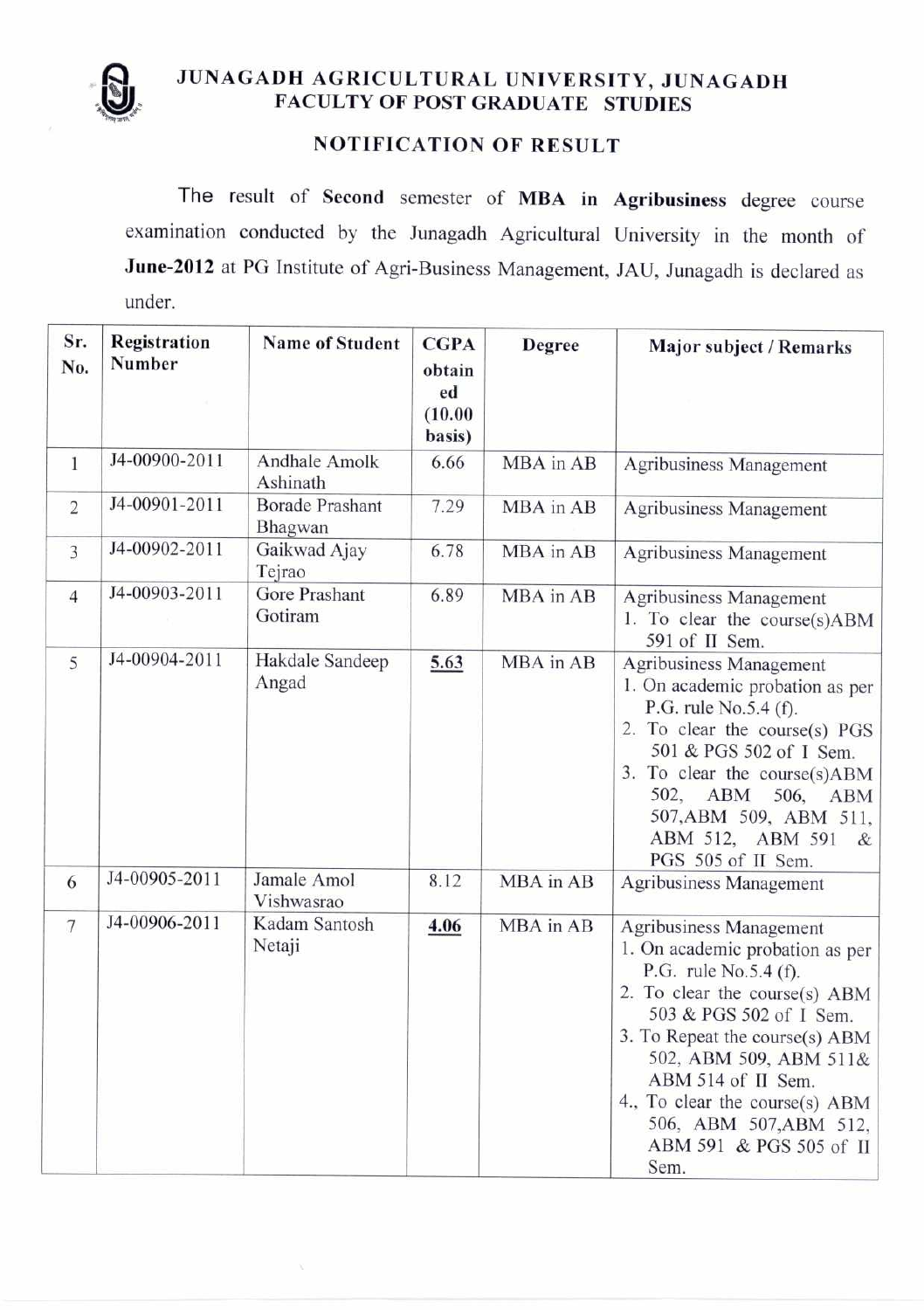# JUNAGADH AGRICULTURAL UNIVERSITY, JUNAGADH
## FACULTY OF POST GRADUATE STUDIES

### NOTIFICATION OF RESULT

The result of **Second** semester of **MBA in Agribusiness** degree course examination conducted by the Junagadh Agricultural University in the month of **June-2012** at PG Institute of Agri-Business Management, JAU, Junagadh is declared as under.

| Sr. No. | Registration Number | Name of Student | CGPA obtained (10.00 basis) | Degree | Major subject / Remarks |
|---|---|---|---|---|---|
| 1 | J4-00900-2011 | Andhale Amolk Ashinath | 6.66 | MBA in AB | Agribusiness Management |
| 2 | J4-00901-2011 | Borade Prashant Bhagwan | 7.29 | MBA in AB | Agribusiness Management |
| 3 | J4-00902-2011 | Gaikwad Ajay Tejrao | 6.78 | MBA in AB | Agribusiness Management |
| 4 | J4-00903-2011 | Gore Prashant Gotiram | 6.89 | MBA in AB | Agribusiness Management<br>1. To clear the course(s)ABM 591 of II Sem. |
| 5 | J4-00904-2011 | Hakdale Sandeep Angad | 5.63 | MBA in AB | Agribusiness Management<br>1. On academic probation as per P.G. rule No.5.4 (f).<br>2. To clear the course(s) PGS 501 & PGS 502 of I Sem.<br>3. To clear the course(s)ABM 502, ABM 506, ABM 507,ABM 509, ABM 511, ABM 512, ABM 591 & PGS 505 of II Sem. |
| 6 | J4-00905-2011 | Jamale Amol Vishwasrao | 8.12 | MBA in AB | Agribusiness Management |
| 7 | J4-00906-2011 | Kadam Santosh Netaji | 4.06 | MBA in AB | Agribusiness Management<br>1. On academic probation as per P.G. rule No.5.4 (f).<br>2. To clear the course(s) ABM 503 & PGS 502 of I Sem.<br>3. To Repeat the course(s) ABM 502, ABM 509, ABM 511& ABM 514 of II Sem.<br>4., To clear the course(s) ABM 506, ABM 507,ABM 512, ABM 591 & PGS 505 of II Sem. |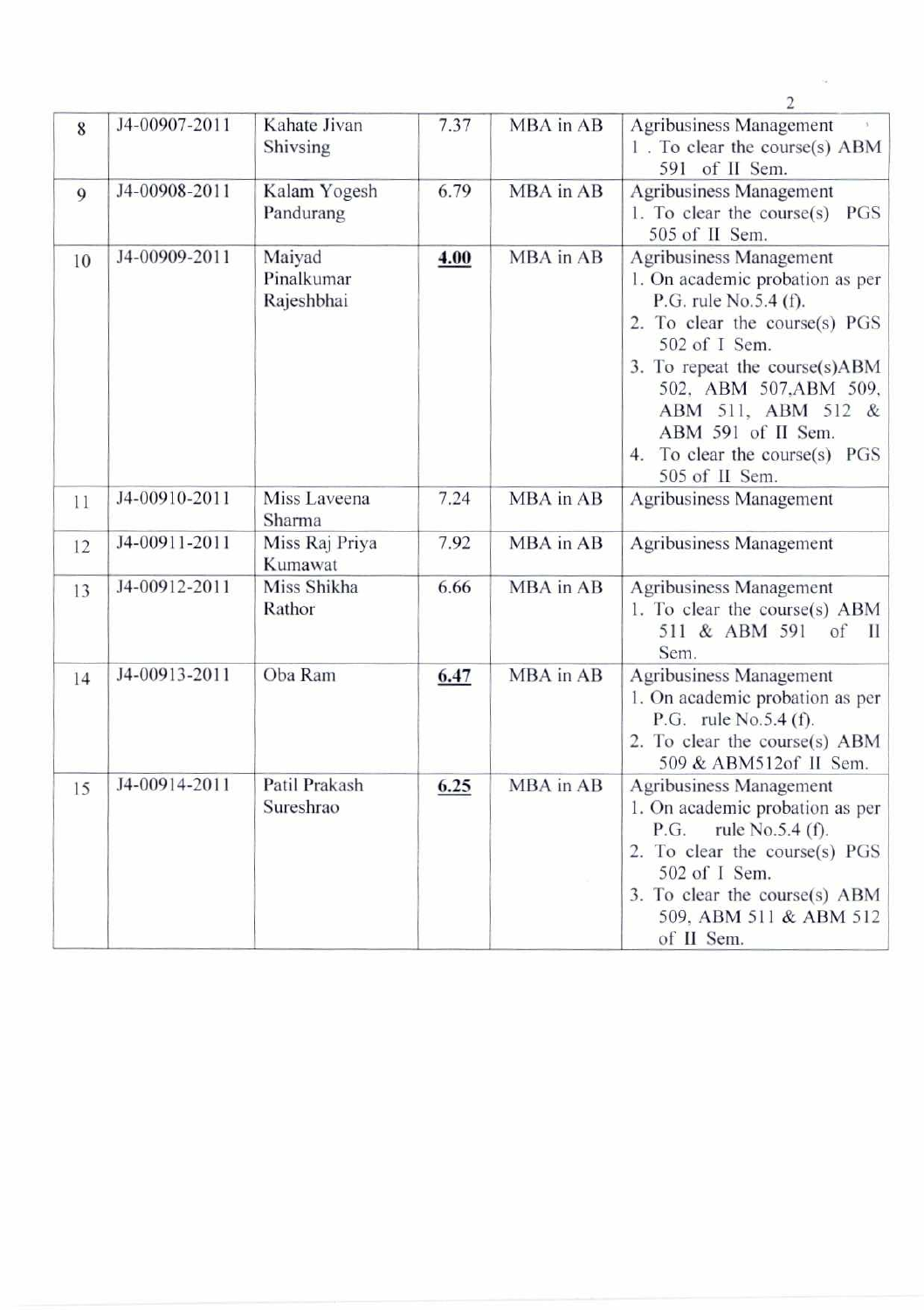| 8 | J4-00907-2011 | Kahate Jivan Shivsing | 7.37 | MBA in AB | Agribusiness Management<br>1. To clear the course(s) ABM 591 of II Sem. |
|---|---|---|---|---|---|
| 9 | J4-00908-2011 | Kalam Yogesh Pandurang | 6.79 | MBA in AB | Agribusiness Management<br>1. To clear the course(s) PGS 505 of II Sem. |
| 10 | J4-00909-2011 | Maiyad Pinalkumar Rajeshbhai | **4.00** | MBA in AB | Agribusiness Management<br>1. On academic probation as per P.G. rule No.5.4 (f).<br>2. To clear the course(s) PGS 502 of I Sem.<br>3. To repeat the course(s)ABM 502, ABM 507,ABM 509, ABM 511, ABM 512 & ABM 591 of II Sem.<br>4. To clear the course(s) PGS 505 of II Sem. |
| 11 | J4-00910-2011 | Miss Laveena Sharma | 7.24 | MBA in AB | Agribusiness Management |
| 12 | J4-00911-2011 | Miss Raj Priya Kumawat | 7.92 | MBA in AB | Agribusiness Management |
| 13 | J4-00912-2011 | Miss Shikha Rathor | 6.66 | MBA in AB | Agribusiness Management<br>1. To clear the course(s) ABM 511 & ABM 591 of II Sem. |
| 14 | J4-00913-2011 | Oba Ram | **6.47** | MBA in AB | Agribusiness Management<br>1. On academic probation as per P.G. rule No.5.4 (f).<br>2. To clear the course(s) ABM 509 & ABM512of II Sem. |
| 15 | J4-00914-2011 | Patil Prakash Sureshrao | **6.25** | MBA in AB | Agribusiness Management<br>1. On academic probation as per P.G. rule No.5.4 (f).<br>2. To clear the course(s) PGS 502 of I Sem.<br>3. To clear the course(s) ABM 509, ABM 511 & ABM 512 of II Sem. |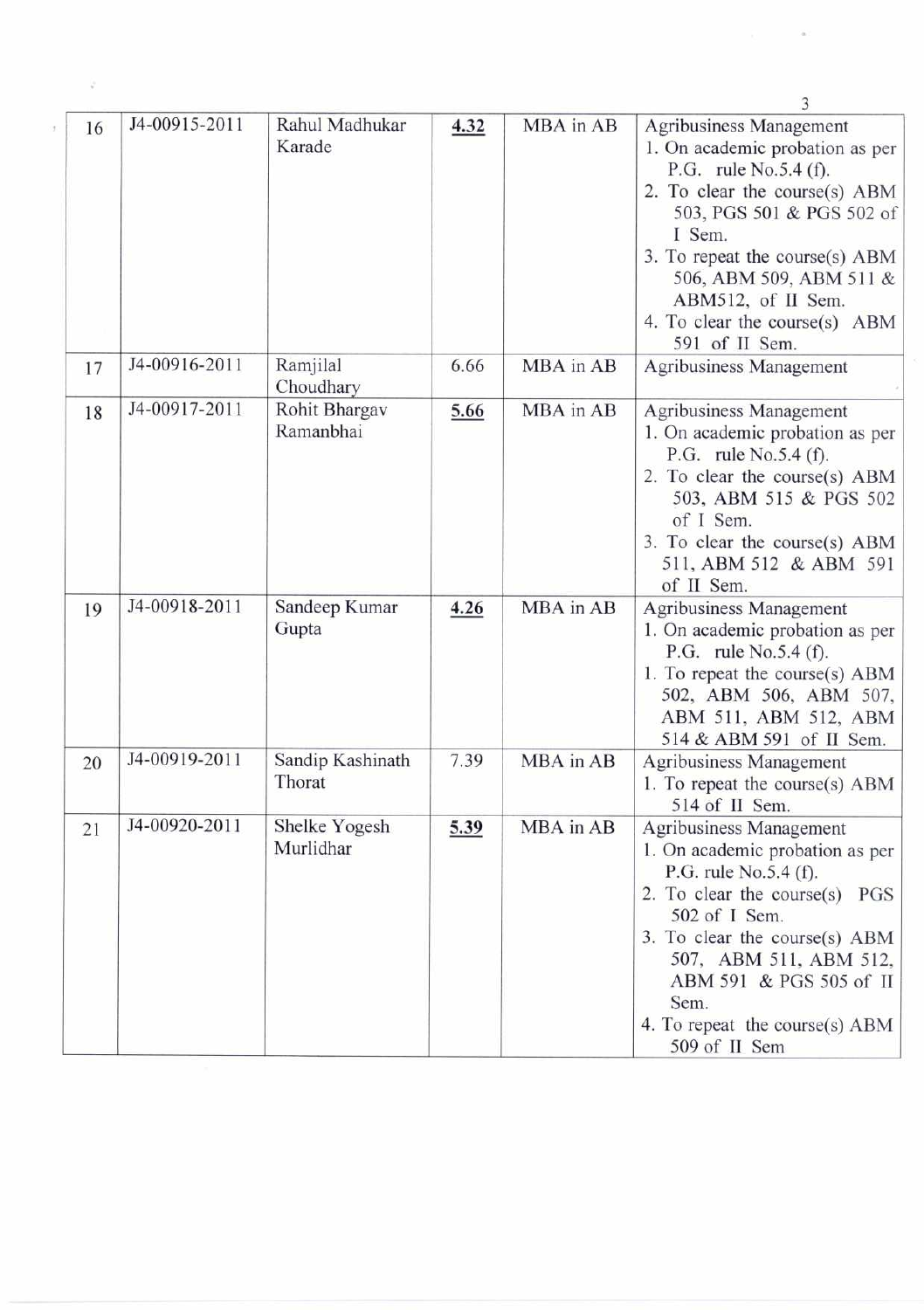| 16 | J4-00915-2011 | Rahul Madhukar Karade | **4.32** | MBA in AB | Agribusiness Management<br>1. On academic probation as per P.G. rule No.5.4 (f).<br>2. To clear the course(s) ABM 503, PGS 501 & PGS 502 of I Sem.<br>3. To repeat the course(s) ABM 506, ABM 509, ABM 511 & ABM512, of II Sem.<br>4. To clear the course(s) ABM 591 of II Sem. |
|---|---|---|---|---|---|
| 17 | J4-00916-2011 | Ramjilal Choudhary | 6.66 | MBA in AB | Agribusiness Management |
| 18 | J4-00917-2011 | Rohit Bhargav Ramanbhai | **5.66** | MBA in AB | Agribusiness Management<br>1. On academic probation as per P.G. rule No.5.4 (f).<br>2. To clear the course(s) ABM 503, ABM 515 & PGS 502 of I Sem.<br>3. To clear the course(s) ABM 511, ABM 512 & ABM 591 of II Sem. |
| 19 | J4-00918-2011 | Sandeep Kumar Gupta | **4.26** | MBA in AB | Agribusiness Management<br>1. On academic probation as per P.G. rule No.5.4 (f).<br>1. To repeat the course(s) ABM 502, ABM 506, ABM 507, ABM 511, ABM 512, ABM 514 & ABM 591 of II Sem. |
| 20 | J4-00919-2011 | Sandip Kashinath Thorat | 7.39 | MBA in AB | Agribusiness Management<br>1. To repeat the course(s) ABM 514 of II Sem. |
| 21 | J4-00920-2011 | Shelke Yogesh Murlidhar | **5.39** | MBA in AB | Agribusiness Management<br>1. On academic probation as per P.G. rule No.5.4 (f).<br>2. To clear the course(s) PGS 502 of I Sem.<br>3. To clear the course(s) ABM 507, ABM 511, ABM 512, ABM 591 & PGS 505 of II Sem.<br>4. To repeat the course(s) ABM 509 of II Sem |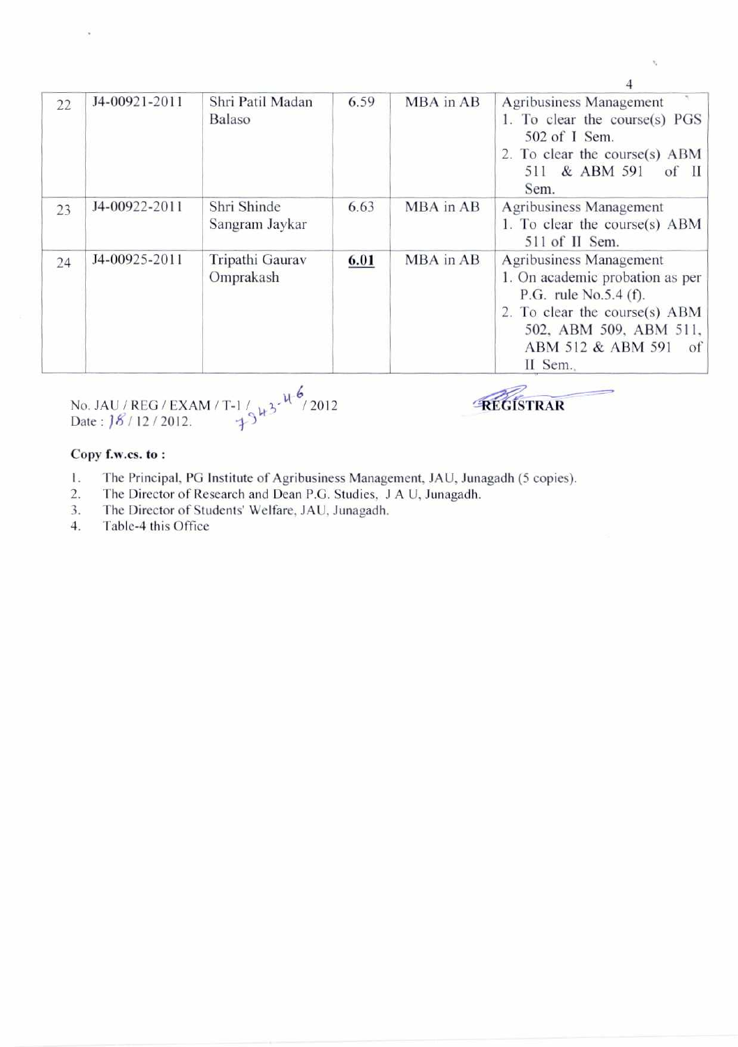| | | | | | |
|---|---|---|---|---|---|
| 22 | J4-00921-2011 | Shri Patil Madan Balaso | 6.59 | MBA in AB | Agribusiness Management<br>1. To clear the course(s) PGS 502 of I Sem.<br>2. To clear the course(s) ABM 511 & ABM 591 of II Sem. |
| 23 | J4-00922-2011 | Shri Shinde Sangram Jaykar | 6.63 | MBA in AB | Agribusiness Management<br>1. To clear the course(s) ABM 511 of II Sem. |
| 24 | J4-00925-2011 | Tripathi Gaurav Omprakash | **6.01** | MBA in AB | Agribusiness Management<br>1. On academic probation as per P.G. rule No.5.4 (f).<br>2. To clear the course(s) ABM 502, ABM 509, ABM 511, ABM 512 & ABM 591 of II Sem., |

No. JAU / REG / EXAM / T-1 / 7343-46 / 2012
Date : 18 / 12 / 2012.

**REGISTRAR**

**Copy f.w.cs. to :**

1. The Principal, PG Institute of Agribusiness Management, JAU, Junagadh (5 copies).
2. The Director of Research and Dean P.G. Studies, J A U, Junagadh.
3. The Director of Students' Welfare, JAU, Junagadh.
4. Table-4 this Office